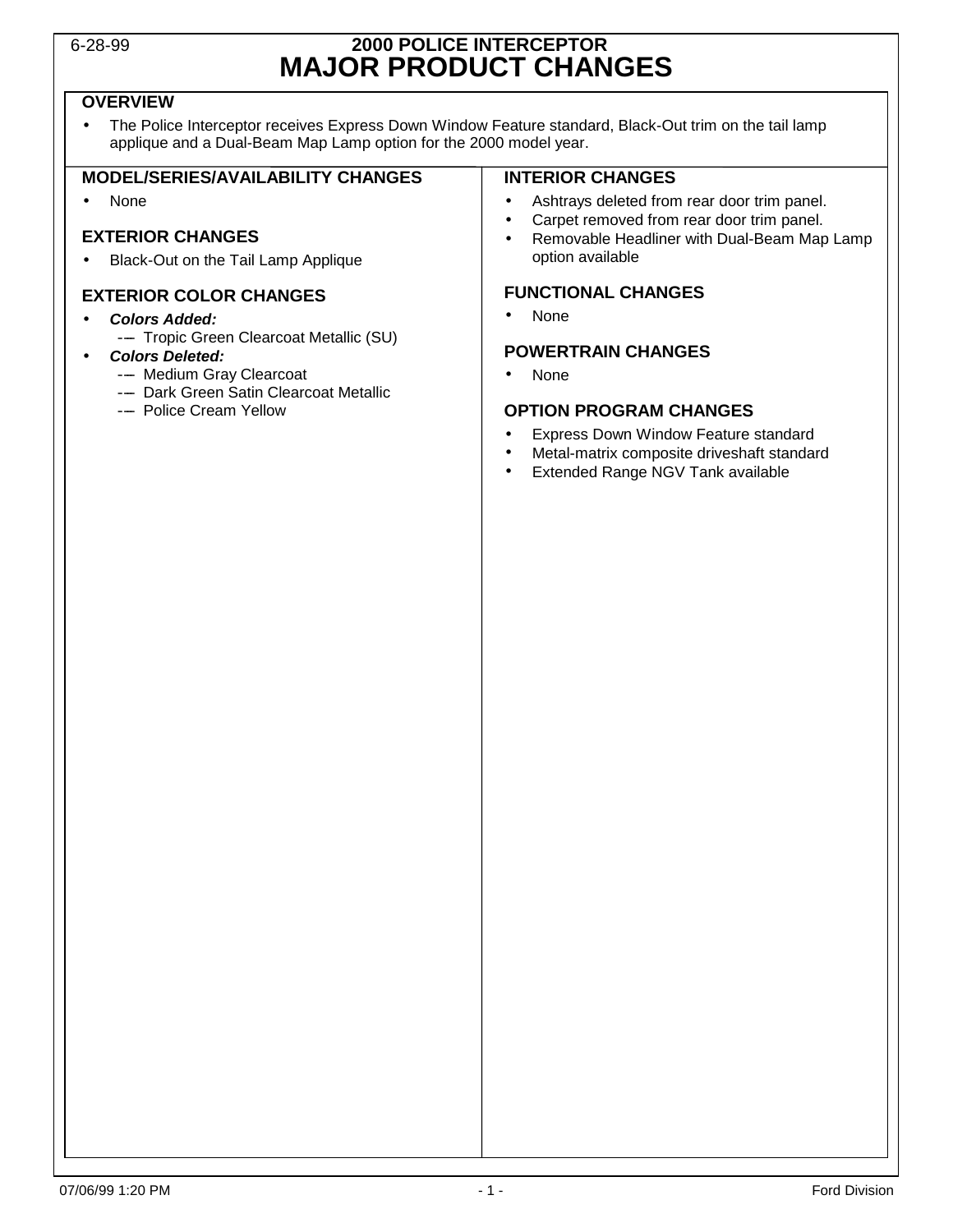# 2000 POLICE INTERCEPTOR
# MAJOR PRODUCT CHANGES

## OVERVIEW

- The Police Interceptor receives Express Down Window Feature standard, Black-Out trim on the tail lamp applique and a Dual-Beam Map Lamp option for the 2000 model year.

## MODEL/SERIES/AVAILABILITY CHANGES

- None

## EXTERIOR CHANGES

- Black-Out on the Tail Lamp Applique

## EXTERIOR COLOR CHANGES

- ***Colors Added:***
  - Tropic Green Clearcoat Metallic (SU)
- ***Colors Deleted:***
  - Medium Gray Clearcoat
  - Dark Green Satin Clearcoat Metallic
  - Police Cream Yellow

## INTERIOR CHANGES

- Ashtrays deleted from rear door trim panel.
- Carpet removed from rear door trim panel.
- Removable Headliner with Dual-Beam Map Lamp option available

## FUNCTIONAL CHANGES

- None

## POWERTRAIN CHANGES

- None

## OPTION PROGRAM CHANGES

- Express Down Window Feature standard
- Metal-matrix composite driveshaft standard
- Extended Range NGV Tank available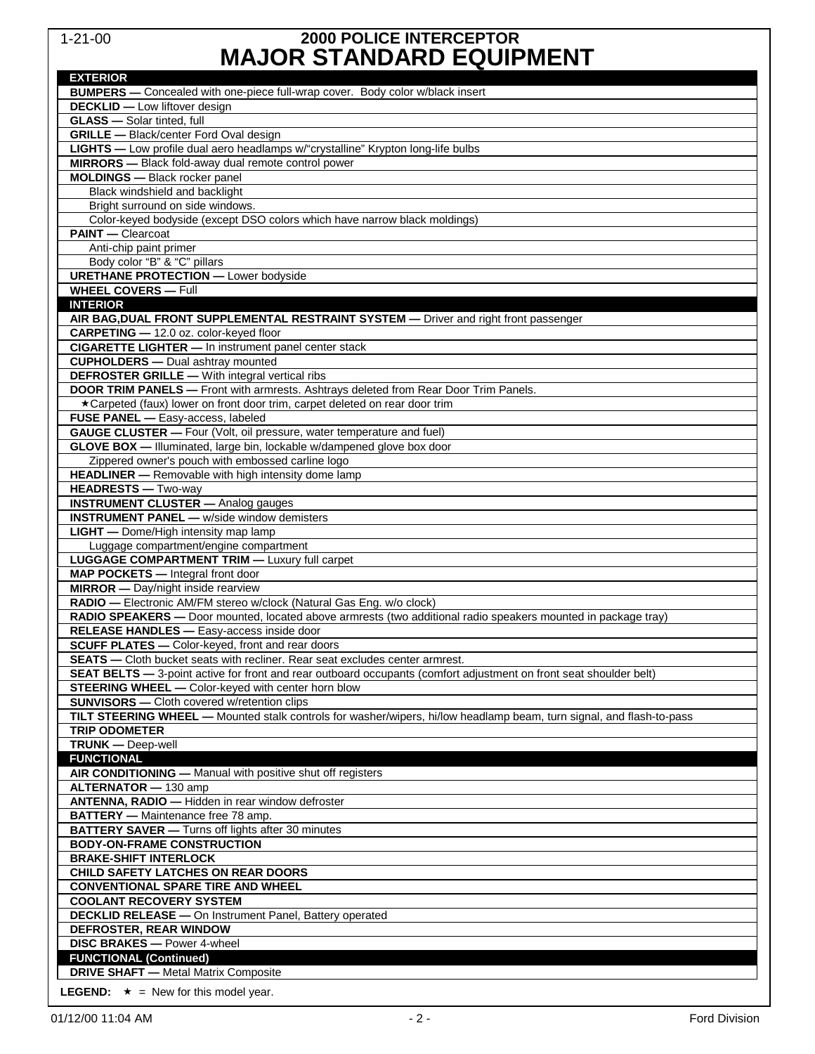1-21-00

# 2000 POLICE INTERCEPTOR
# MAJOR STANDARD EQUIPMENT

| EXTERIOR |
|---|
| **BUMPERS —** Concealed with one-piece full-wrap cover. Body color w/black insert |
| **DECKLID —** Low liftover design |
| **GLASS —** Solar tinted, full |
| **GRILLE —** Black/center Ford Oval design |
| **LIGHTS —** Low profile dual aero headlamps w/"crystalline" Krypton long-life bulbs |
| **MIRRORS —** Black fold-away dual remote control power |
| **MOLDINGS —** Black rocker panel |
| Black windshield and backlight |
| Bright surround on side windows. |
| Color-keyed bodyside (except DSO colors which have narrow black moldings) |
| **PAINT —** Clearcoat |
| Anti-chip paint primer |
| Body color "B" & "C" pillars |
| **URETHANE PROTECTION —** Lower bodyside |
| **WHEEL COVERS —** Full |
| **INTERIOR** |
| **AIR BAG,DUAL FRONT SUPPLEMENTAL RESTRAINT SYSTEM —** Driver and right front passenger |
| **CARPETING —** 12.0 oz. color-keyed floor |
| **CIGARETTE LIGHTER —** In instrument panel center stack |
| **CUPHOLDERS —** Dual ashtray mounted |
| **DEFROSTER GRILLE —** With integral vertical ribs |
| **DOOR TRIM PANELS —** Front with armrests. Ashtrays deleted from Rear Door Trim Panels. |
| ★Carpeted (faux) lower on front door trim, carpet deleted on rear door trim |
| **FUSE PANEL —** Easy-access, labeled |
| **GAUGE CLUSTER —** Four (Volt, oil pressure, water temperature and fuel) |
| **GLOVE BOX —** Illuminated, large bin, lockable w/dampened glove box door |
| Zippered owner's pouch with embossed carline logo |
| **HEADLINER —** Removable with high intensity dome lamp |
| **HEADRESTS —** Two-way |
| **INSTRUMENT CLUSTER —** Analog gauges |
| **INSTRUMENT PANEL —** w/side window demisters |
| **LIGHT —** Dome/High intensity map lamp |
| Luggage compartment/engine compartment |
| **LUGGAGE COMPARTMENT TRIM —** Luxury full carpet |
| **MAP POCKETS —** Integral front door |
| **MIRROR —** Day/night inside rearview |
| **RADIO —** Electronic AM/FM stereo w/clock (Natural Gas Eng. w/o clock) |
| **RADIO SPEAKERS —** Door mounted, located above armrests (two additional radio speakers mounted in package tray) |
| **RELEASE HANDLES —** Easy-access inside door |
| **SCUFF PLATES —** Color-keyed, front and rear doors |
| **SEATS —** Cloth bucket seats with recliner. Rear seat excludes center armrest. |
| **SEAT BELTS —** 3-point active for front and rear outboard occupants (comfort adjustment on front seat shoulder belt) |
| **STEERING WHEEL —** Color-keyed with center horn blow |
| **SUNVISORS —** Cloth covered w/retention clips |
| **TILT STEERING WHEEL —** Mounted stalk controls for washer/wipers, hi/low headlamp beam, turn signal, and flash-to-pass |
| **TRIP ODOMETER** |
| **TRUNK —** Deep-well |
| **FUNCTIONAL** |
| **AIR CONDITIONING —** Manual with positive shut off registers |
| **ALTERNATOR —** 130 amp |
| **ANTENNA, RADIO —** Hidden in rear window defroster |
| **BATTERY —** Maintenance free 78 amp. |
| **BATTERY SAVER —** Turns off lights after 30 minutes |
| **BODY-ON-FRAME CONSTRUCTION** |
| **BRAKE-SHIFT INTERLOCK** |
| **CHILD SAFETY LATCHES ON REAR DOORS** |
| **CONVENTIONAL SPARE TIRE AND WHEEL** |
| **COOLANT RECOVERY SYSTEM** |
| **DECKLID RELEASE —** On Instrument Panel, Battery operated |
| **DEFROSTER, REAR WINDOW** |
| **DISC BRAKES —** Power 4-wheel |
| **FUNCTIONAL (Continued)** |
| **DRIVE SHAFT —** Metal Matrix Composite |

**LEGEND:** ★ = New for this model year.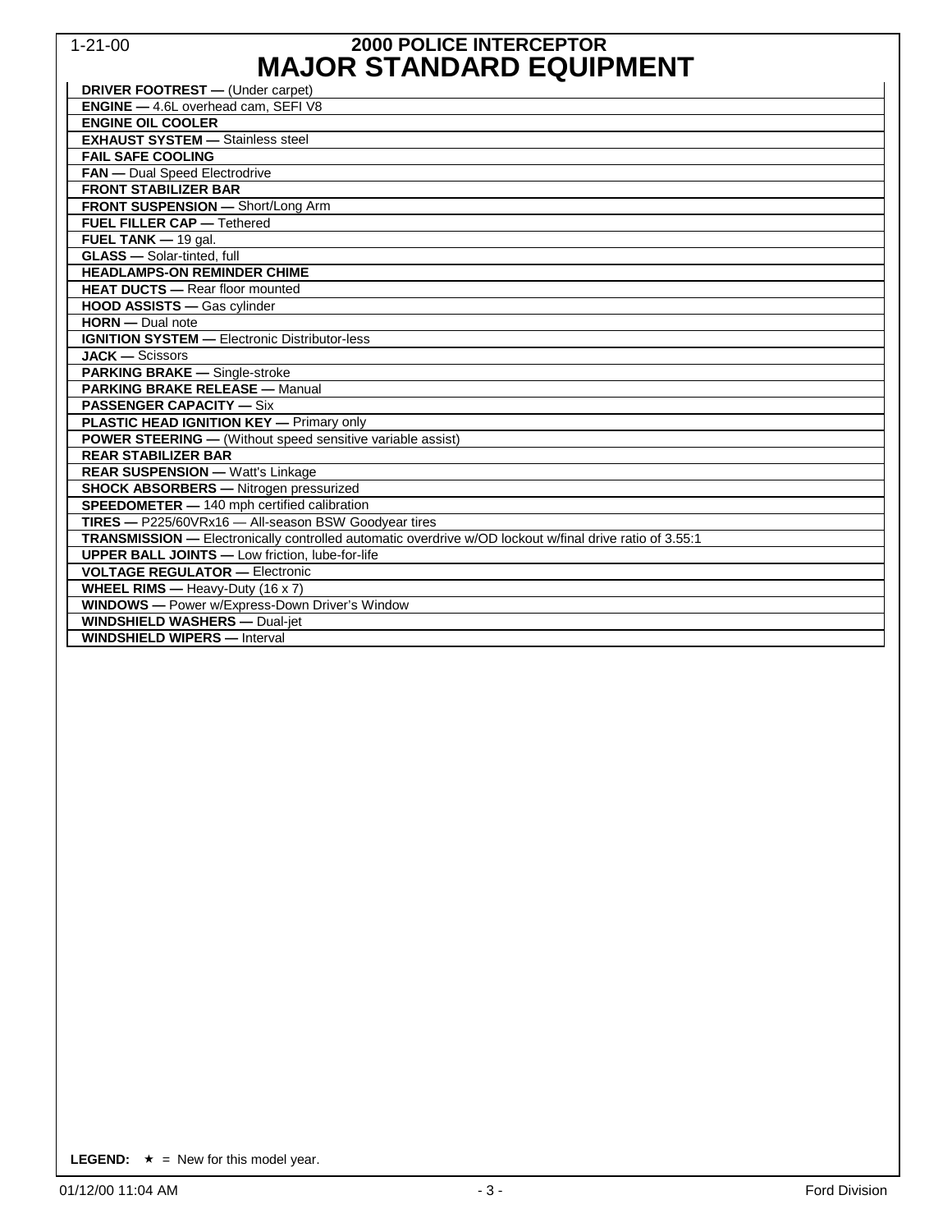1-21-00

# 2000 POLICE INTERCEPTOR
# MAJOR STANDARD EQUIPMENT

**DRIVER FOOTREST —** (Under carpet)

**ENGINE —** 4.6L overhead cam, SEFI V8

**ENGINE OIL COOLER**

**EXHAUST SYSTEM —** Stainless steel

**FAIL SAFE COOLING**

**FAN —** Dual Speed Electrodrive

**FRONT STABILIZER BAR**

**FRONT SUSPENSION —** Short/Long Arm

**FUEL FILLER CAP —** Tethered

**FUEL TANK —** 19 gal.

**GLASS —** Solar-tinted, full

**HEADLAMPS-ON REMINDER CHIME**

**HEAT DUCTS —** Rear floor mounted

**HOOD ASSISTS —** Gas cylinder

**HORN —** Dual note

**IGNITION SYSTEM —** Electronic Distributor-less

**JACK —** Scissors

**PARKING BRAKE —** Single-stroke

**PARKING BRAKE RELEASE —** Manual

**PASSENGER CAPACITY —** Six

**PLASTIC HEAD IGNITION KEY —** Primary only

**POWER STEERING —** (Without speed sensitive variable assist)

**REAR STABILIZER BAR**

**REAR SUSPENSION —** Watt's Linkage

**SHOCK ABSORBERS —** Nitrogen pressurized

**SPEEDOMETER —** 140 mph certified calibration

**TIRES —** P225/60VRx16 — All-season BSW Goodyear tires

**TRANSMISSION —** Electronically controlled automatic overdrive w/OD lockout w/final drive ratio of 3.55:1

**UPPER BALL JOINTS —** Low friction, lube-for-life

**VOLTAGE REGULATOR —** Electronic

**WHEEL RIMS —** Heavy-Duty (16 x 7)

**WINDOWS —** Power w/Express-Down Driver's Window

**WINDSHIELD WASHERS —** Dual-jet

**WINDSHIELD WIPERS —** Interval

**LEGEND:** ★ = New for this model year.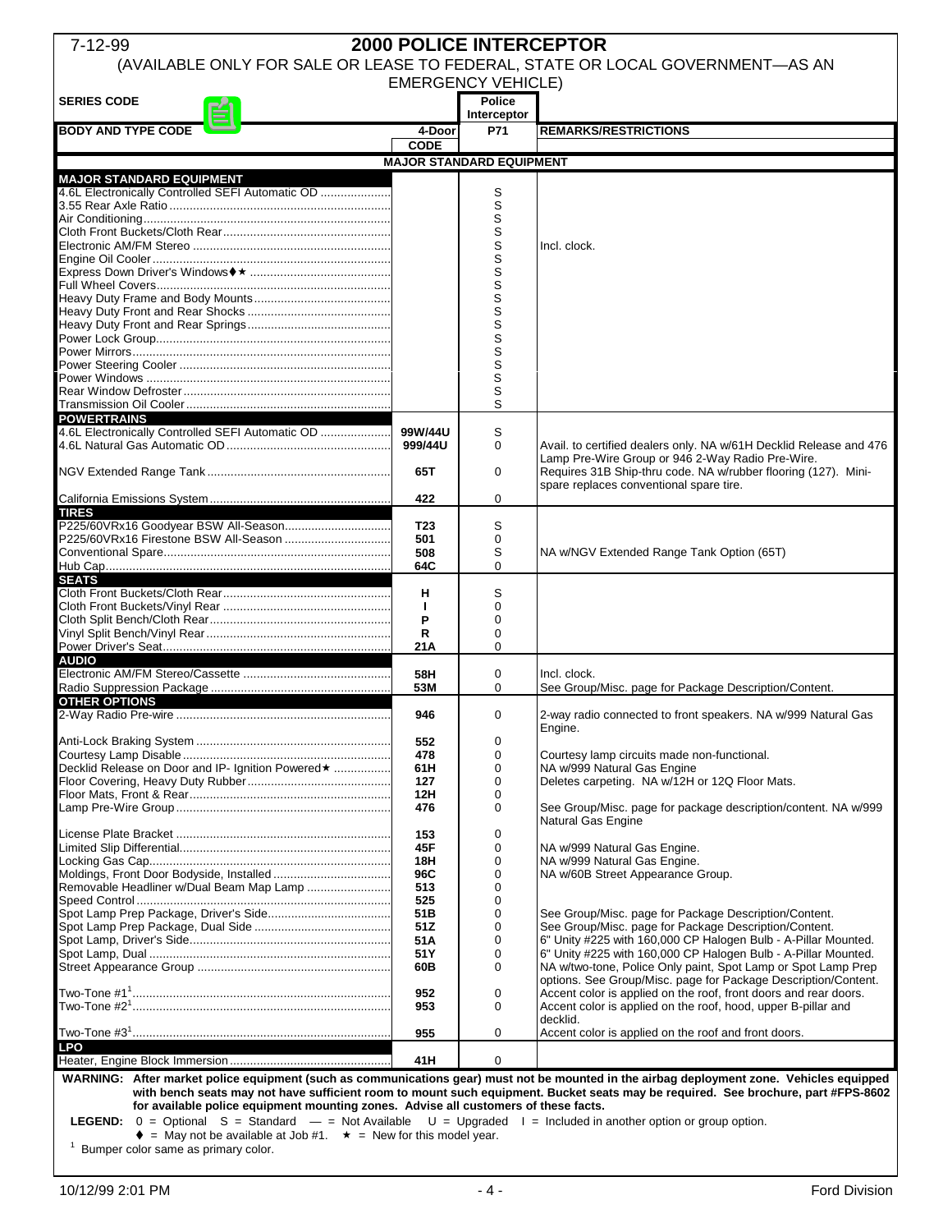7-12-99

# 2000 POLICE INTERCEPTOR

(AVAILABLE ONLY FOR SALE OR LEASE TO FEDERAL, STATE OR LOCAL GOVERNMENT—AS AN EMERGENCY VEHICLE)

| SERIES CODE | | Police Interceptor | |
|---|---|---|---|
| **BODY AND TYPE CODE** | 4-Door | P71 | **REMARKS/RESTRICTIONS** |
| | **CODE** | | |
| **MAJOR STANDARD EQUIPMENT** | | | |
| **MAJOR STANDARD EQUIPMENT** | | | |
| 4.6L Electronically Controlled SEFI Automatic OD | | S | |
| 3.55 Rear Axle Ratio | | S | |
| Air Conditioning | | S | |
| Cloth Front Buckets/Cloth Rear | | S | |
| Electronic AM/FM Stereo | | S | Incl. clock. |
| Engine Oil Cooler | | S | |
| Express Down Driver's Windows♦★ | | S | |
| Full Wheel Covers | | S | |
| Heavy Duty Frame and Body Mounts | | S | |
| Heavy Duty Front and Rear Shocks | | S | |
| Heavy Duty Front and Rear Springs | | S | |
| Power Lock Group | | S | |
| Power Mirrors | | S | |
| Power Steering Cooler | | S | |
| Power Windows | | S | |
| Rear Window Defroster | | S | |
| Transmission Oil Cooler | | S | |
| **POWERTRAINS** | | | |
| 4.6L Electronically Controlled SEFI Automatic OD | 99W/44U | S | |
| 4.6L Natural Gas Automatic OD | 999/44U | 0 | Avail. to certified dealers only. NA w/61H Decklid Release and 476 Lamp Pre-Wire Group or 946 2-Way Radio Pre-Wire. |
| NGV Extended Range Tank | 65T | 0 | Requires 31B Ship-thru code. NA w/rubber flooring (127). Mini-spare replaces conventional spare tire. |
| California Emissions System | 422 | 0 | |
| **TIRES** | | | |
| P225/60VRx16 Goodyear BSW All-Season | T23 | S | |
| P225/60VRx16 Firestone BSW All-Season | 501 | 0 | |
| Conventional Spare | 508 | S | NA w/NGV Extended Range Tank Option (65T) |
| Hub Cap | 64C | 0 | |
| **SEATS** | | | |
| Cloth Front Buckets/Cloth Rear | H | S | |
| Cloth Front Buckets/Vinyl Rear | I | 0 | |
| Cloth Split Bench/Cloth Rear | P | 0 | |
| Vinyl Split Bench/Vinyl Rear | R | 0 | |
| Power Driver's Seat | 21A | 0 | |
| **AUDIO** | | | |
| Electronic AM/FM Stereo/Cassette | 58H | 0 | Incl. clock. |
| Radio Suppression Package | 53M | 0 | See Group/Misc. page for Package Description/Content. |
| **OTHER OPTIONS** | | | |
| 2-Way Radio Pre-wire | 946 | 0 | 2-way radio connected to front speakers. NA w/999 Natural Gas Engine. |
| Anti-Lock Braking System | 552 | 0 | |
| Courtesy Lamp Disable | 478 | 0 | Courtesy lamp circuits made non-functional. |
| Decklid Release on Door and IP- Ignition Powered★ | 61H | 0 | NA w/999 Natural Gas Engine |
| Floor Covering, Heavy Duty Rubber | 127 | 0 | Deletes carpeting. NA w/12H or 12Q Floor Mats. |
| Floor Mats, Front & Rear | 12H | 0 | |
| Lamp Pre-Wire Group | 476 | 0 | See Group/Misc. page for package description/content. NA w/999 Natural Gas Engine |
| License Plate Bracket | 153 | 0 | |
| Limited Slip Differential | 45F | 0 | NA w/999 Natural Gas Engine. |
| Locking Gas Cap | 18H | 0 | NA w/999 Natural Gas Engine. |
| Moldings, Front Door Bodyside, Installed | 96C | 0 | NA w/60B Street Appearance Group. |
| Removable Headliner w/Dual Beam Map Lamp | 513 | 0 | |
| Speed Control | 525 | 0 | |
| Spot Lamp Prep Package, Driver's Side | 51B | 0 | See Group/Misc. page for Package Description/Content. |
| Spot Lamp Prep Package, Dual Side | 51Z | 0 | See Group/Misc. page for Package Description/Content. |
| Spot Lamp, Driver's Side | 51A | 0 | 6" Unity #225 with 160,000 CP Halogen Bulb - A-Pillar Mounted. |
| Spot Lamp, Dual | 51Y | 0 | 6" Unity #225 with 160,000 CP Halogen Bulb - A-Pillar Mounted. |
| Street Appearance Group | 60B | 0 | NA w/two-tone, Police Only paint, Spot Lamp or Spot Lamp Prep options. See Group/Misc. page for Package Description/Content. |
| Two-Tone #1[1] | 952 | 0 | Accent color is applied on the roof, front doors and rear doors. |
| Two-Tone #2[1] | 953 | 0 | Accent color is applied on the roof, hood, upper B-pillar and decklid. |
| Two-Tone #3[1] | 955 | 0 | Accent color is applied on the roof and front doors. |
| **LPO** | | | |
| Heater, Engine Block Immersion | 41H | 0 | |

**WARNING: After market police equipment (such as communications gear) must not be mounted in the airbag deployment zone. Vehicles equipped with bench seats may not have sufficient room to mount such equipment. Bucket seats may be required. See brochure, part #FPS-8602 for available police equipment mounting zones. Advise all customers of these facts.**

**LEGEND:** 0 = Optional S = Standard — = Not Available U = Upgraded I = Included in another option or group option.
♦ = May not be available at Job #1. ★ = New for this model year.

[1] Bumper color same as primary color.

10/12/99 2:01 PM — Ford Division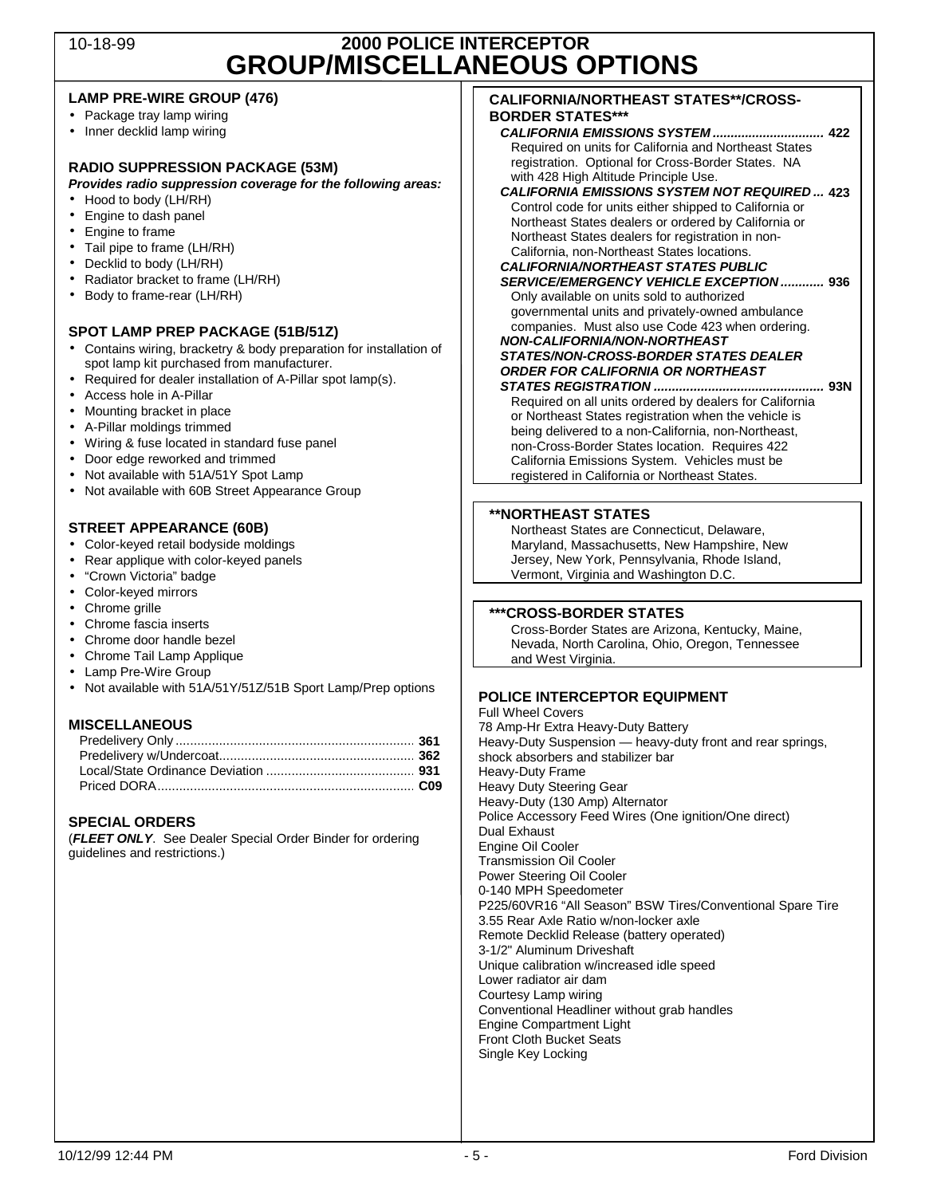10-18-99

# 2000 POLICE INTERCEPTOR
# GROUP/MISCELLANEOUS OPTIONS

### LAMP PRE-WIRE GROUP (476)

- Package tray lamp wiring
- Inner decklid lamp wiring

### RADIO SUPPRESSION PACKAGE (53M)

***Provides radio suppression coverage for the following areas:***

- Hood to body (LH/RH)
- Engine to dash panel
- Engine to frame
- Tail pipe to frame (LH/RH)
- Decklid to body (LH/RH)
- Radiator bracket to frame (LH/RH)
- Body to frame-rear (LH/RH)

### SPOT LAMP PREP PACKAGE (51B/51Z)

- Contains wiring, bracketry & body preparation for installation of spot lamp kit purchased from manufacturer.
- Required for dealer installation of A-Pillar spot lamp(s).
- Access hole in A-Pillar
- Mounting bracket in place
- A-Pillar moldings trimmed
- Wiring & fuse located in standard fuse panel
- Door edge reworked and trimmed
- Not available with 51A/51Y Spot Lamp
- Not available with 60B Street Appearance Group

### STREET APPEARANCE (60B)

- Color-keyed retail bodyside moldings
- Rear applique with color-keyed panels
- "Crown Victoria" badge
- Color-keyed mirrors
- Chrome grille
- Chrome fascia inserts
- Chrome door handle bezel
- Chrome Tail Lamp Applique
- Lamp Pre-Wire Group
- Not available with 51A/51Y/51Z/51B Sport Lamp/Prep options

### MISCELLANEOUS

Predelivery Only ............ **361**
Predelivery w/Undercoat ............ **362**
Local/State Ordinance Deviation ............ **931**
Priced DORA ............ **C09**

### SPECIAL ORDERS

(***FLEET ONLY***. See Dealer Special Order Binder for ordering guidelines and restrictions.)

### CALIFORNIA/NORTHEAST STATES**/CROSS-BORDER STATES***

***CALIFORNIA EMISSIONS SYSTEM*** ............ **422**
Required on units for California and Northeast States registration. Optional for Cross-Border States. NA with 428 High Altitude Principle Use.

***CALIFORNIA EMISSIONS SYSTEM NOT REQUIRED*** ... **423**
Control code for units either shipped to California or Northeast States dealers or ordered by California or Northeast States dealers for registration in non-California, non-Northeast States locations.

***CALIFORNIA/NORTHEAST STATES PUBLIC SERVICE/EMERGENCY VEHICLE EXCEPTION*** ............ **936**
Only available on units sold to authorized governmental units and privately-owned ambulance companies. Must also use Code 423 when ordering.

***NON-CALIFORNIA/NON-NORTHEAST STATES/NON-CROSS-BORDER STATES DEALER ORDER FOR CALIFORNIA OR NORTHEAST STATES REGISTRATION*** ............ **93N**
Required on all units ordered by dealers for California or Northeast States registration when the vehicle is being delivered to a non-California, non-Northeast, non-Cross-Border States location. Requires 422 California Emissions System. Vehicles must be registered in California or Northeast States.

### **NORTHEAST STATES

Northeast States are Connecticut, Delaware, Maryland, Massachusetts, New Hampshire, New Jersey, New York, Pennsylvania, Rhode Island, Vermont, Virginia and Washington D.C.

### ***CROSS-BORDER STATES

Cross-Border States are Arizona, Kentucky, Maine, Nevada, North Carolina, Ohio, Oregon, Tennessee and West Virginia.

### POLICE INTERCEPTOR EQUIPMENT

Full Wheel Covers
78 Amp-Hr Extra Heavy-Duty Battery
Heavy-Duty Suspension — heavy-duty front and rear springs, shock absorbers and stabilizer bar
Heavy-Duty Frame
Heavy Duty Steering Gear
Heavy-Duty (130 Amp) Alternator
Police Accessory Feed Wires (One ignition/One direct)
Dual Exhaust
Engine Oil Cooler
Transmission Oil Cooler
Power Steering Oil Cooler
0-140 MPH Speedometer
P225/60VR16 "All Season" BSW Tires/Conventional Spare Tire
3.55 Rear Axle Ratio w/non-locker axle
Remote Decklid Release (battery operated)
3-1/2" Aluminum Driveshaft
Unique calibration w/increased idle speed
Lower radiator air dam
Courtesy Lamp wiring
Conventional Headliner without grab handles
Engine Compartment Light
Front Cloth Bucket Seats
Single Key Locking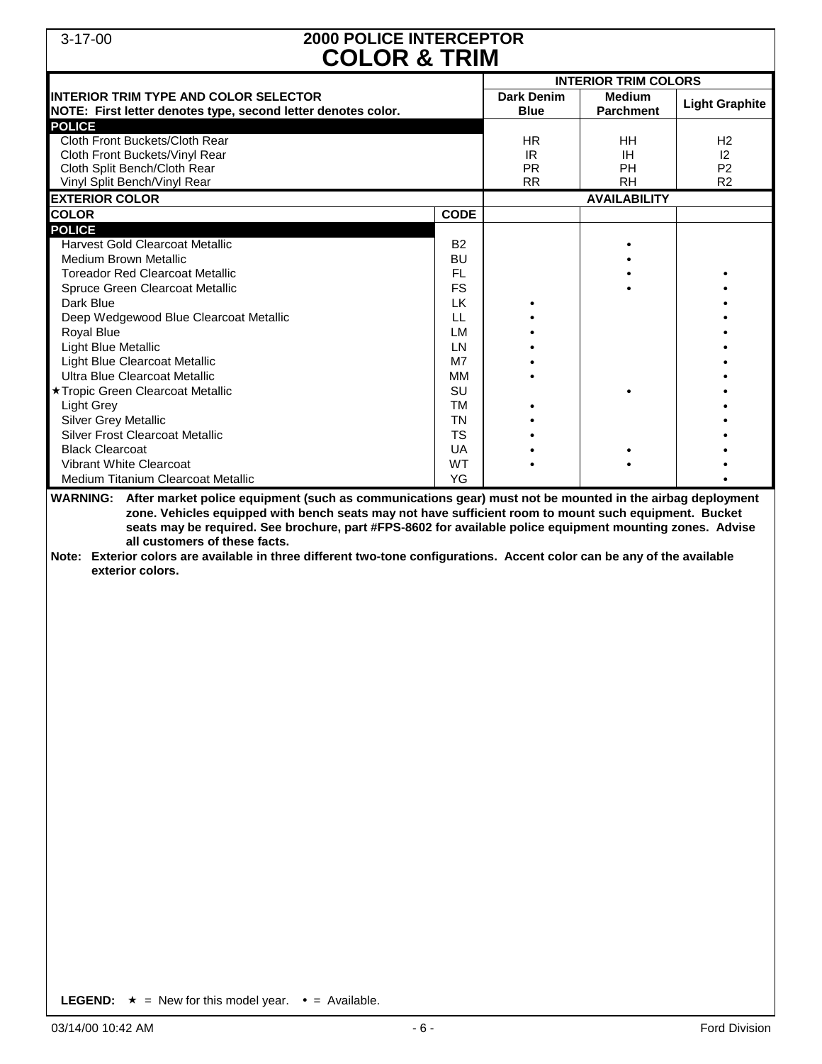3-17-00

# 2000 POLICE INTERCEPTOR
# COLOR & TRIM

| INTERIOR TRIM TYPE AND COLOR SELECTOR<br>NOTE: First letter denotes type, second letter denotes color. | | INTERIOR TRIM COLORS | | |
|---|---|---|---|---|
| | | **Dark Denim Blue** | **Medium Parchment** | **Light Graphite** |
| **POLICE** | | | | |
| Cloth Front Buckets/Cloth Rear | | HR | HH | H2 |
| Cloth Front Buckets/Vinyl Rear | | IR | IH | I2 |
| Cloth Split Bench/Cloth Rear | | PR | PH | P2 |
| Vinyl Split Bench/Vinyl Rear | | RR | RH | R2 |
| **EXTERIOR COLOR** | | **AVAILABILITY** | | |
| **COLOR** | **CODE** | | | |
| **POLICE** | | | | |
| Harvest Gold Clearcoat Metallic | B2 | | • | |
| Medium Brown Metallic | BU | | • | |
| Toreador Red Clearcoat Metallic | FL | | • | • |
| Spruce Green Clearcoat Metallic | FS | | • | • |
| Dark Blue | LK | • | | • |
| Deep Wedgewood Blue Clearcoat Metallic | LL | • | | • |
| Royal Blue | LM | • | | • |
| Light Blue Metallic | LN | • | | • |
| Light Blue Clearcoat Metallic | M7 | • | | • |
| Ultra Blue Clearcoat Metallic | MM | • | | • |
| ★Tropic Green Clearcoat Metallic | SU | | • | • |
| Light Grey | TM | • | | • |
| Silver Grey Metallic | TN | • | | • |
| Silver Frost Clearcoat Metallic | TS | • | | • |
| Black Clearcoat | UA | • | • | • |
| Vibrant White Clearcoat | WT | • | • | • |
| Medium Titanium Clearcoat Metallic | YG | | | • |

**WARNING: After market police equipment (such as communications gear) must not be mounted in the airbag deployment zone. Vehicles equipped with bench seats may not have sufficient room to mount such equipment. Bucket seats may be required. See brochure, part #FPS-8602 for available police equipment mounting zones. Advise all customers of these facts.**

**Note: Exterior colors are available in three different two-tone configurations. Accent color can be any of the available exterior colors.**

**LEGEND:** ★ = New for this model year. • = Available.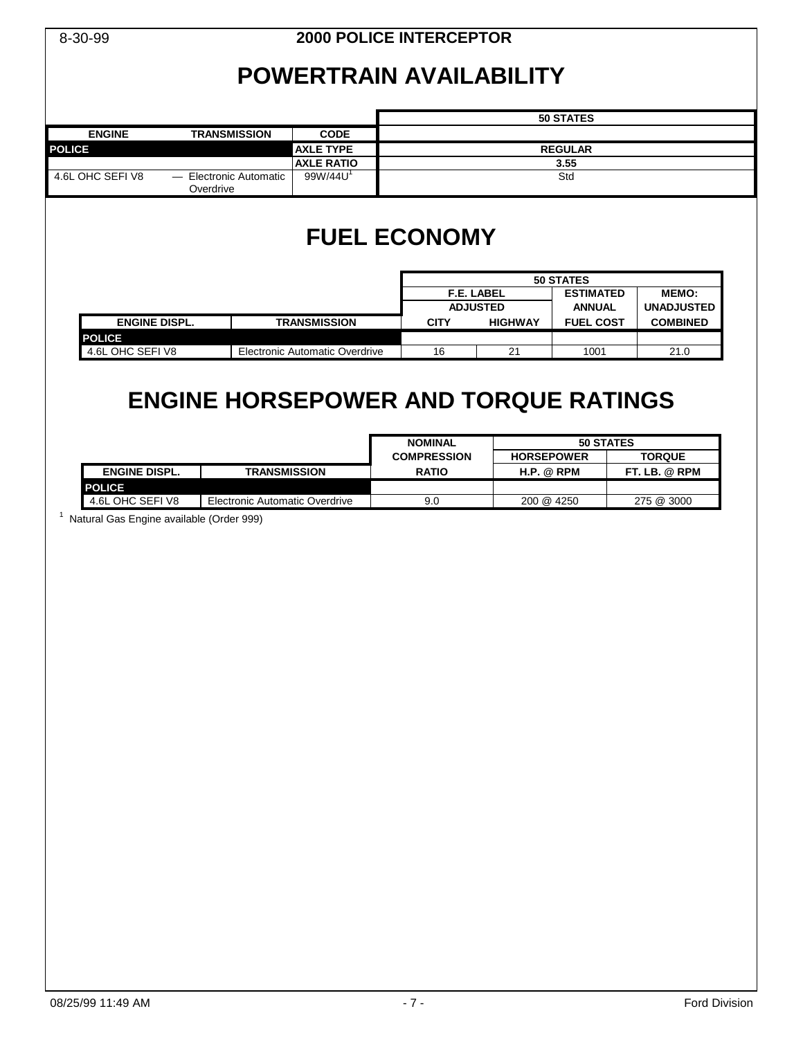# POWERTRAIN AVAILABILITY

| ENGINE | TRANSMISSION | CODE | 50 STATES |
|---|---|---|---|
| **POLICE** | | **AXLE TYPE** | **REGULAR** |
| | | **AXLE RATIO** | **3.55** |
| 4.6L OHC SEFI V8 | — Electronic Automatic Overdrive | 99W/44U[1] | Std |

# FUEL ECONOMY

| | | 50 STATES | | | |
|---|---|---|---|---|---|
| | | F.E. LABEL ADJUSTED | | ESTIMATED ANNUAL | MEMO: UNADJUSTED |
| **ENGINE DISPL.** | **TRANSMISSION** | **CITY** | **HIGHWAY** | **FUEL COST** | **COMBINED** |
| **POLICE** | | | | | |
| 4.6L OHC SEFI V8 | Electronic Automatic Overdrive | 16 | 21 | 1001 | 21.0 |

# ENGINE HORSEPOWER AND TORQUE RATINGS

| | | NOMINAL COMPRESSION | 50 STATES | |
|---|---|---|---|---|
| | | | **HORSEPOWER** | **TORQUE** |
| **ENGINE DISPL.** | **TRANSMISSION** | **RATIO** | **H.P. @ RPM** | **FT. LB. @ RPM** |
| **POLICE** | | | | |
| 4.6L OHC SEFI V8 | Electronic Automatic Overdrive | 9.0 | 200 @ 4250 | 275 @ 3000 |

[1] Natural Gas Engine available (Order 999)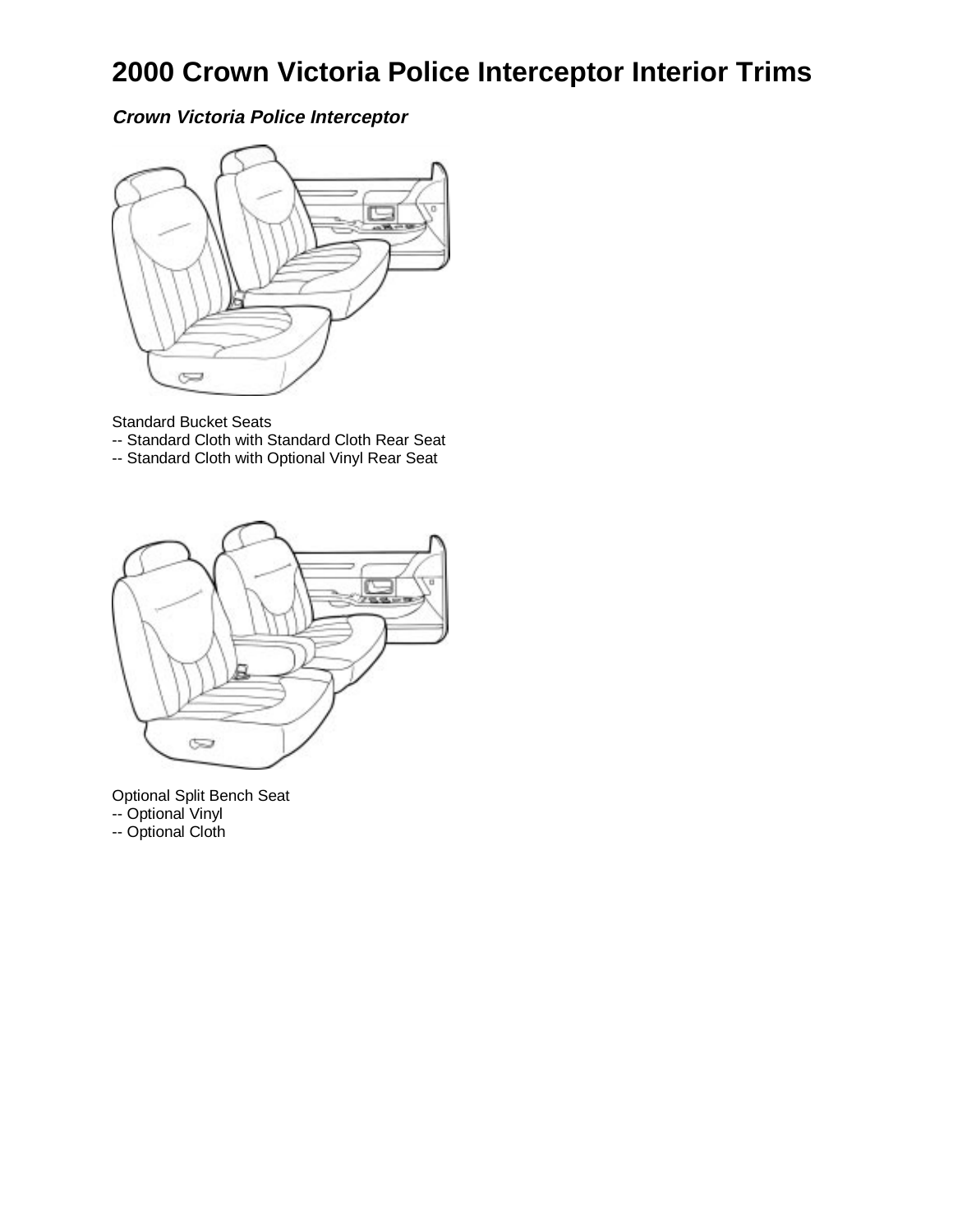# 2000 Crown Victoria Police Interceptor Interior Trims

***Crown Victoria Police Interceptor***

Standard Bucket Seats
-- Standard Cloth with Standard Cloth Rear Seat
-- Standard Cloth with Optional Vinyl Rear Seat

Optional Split Bench Seat
-- Optional Vinyl
-- Optional Cloth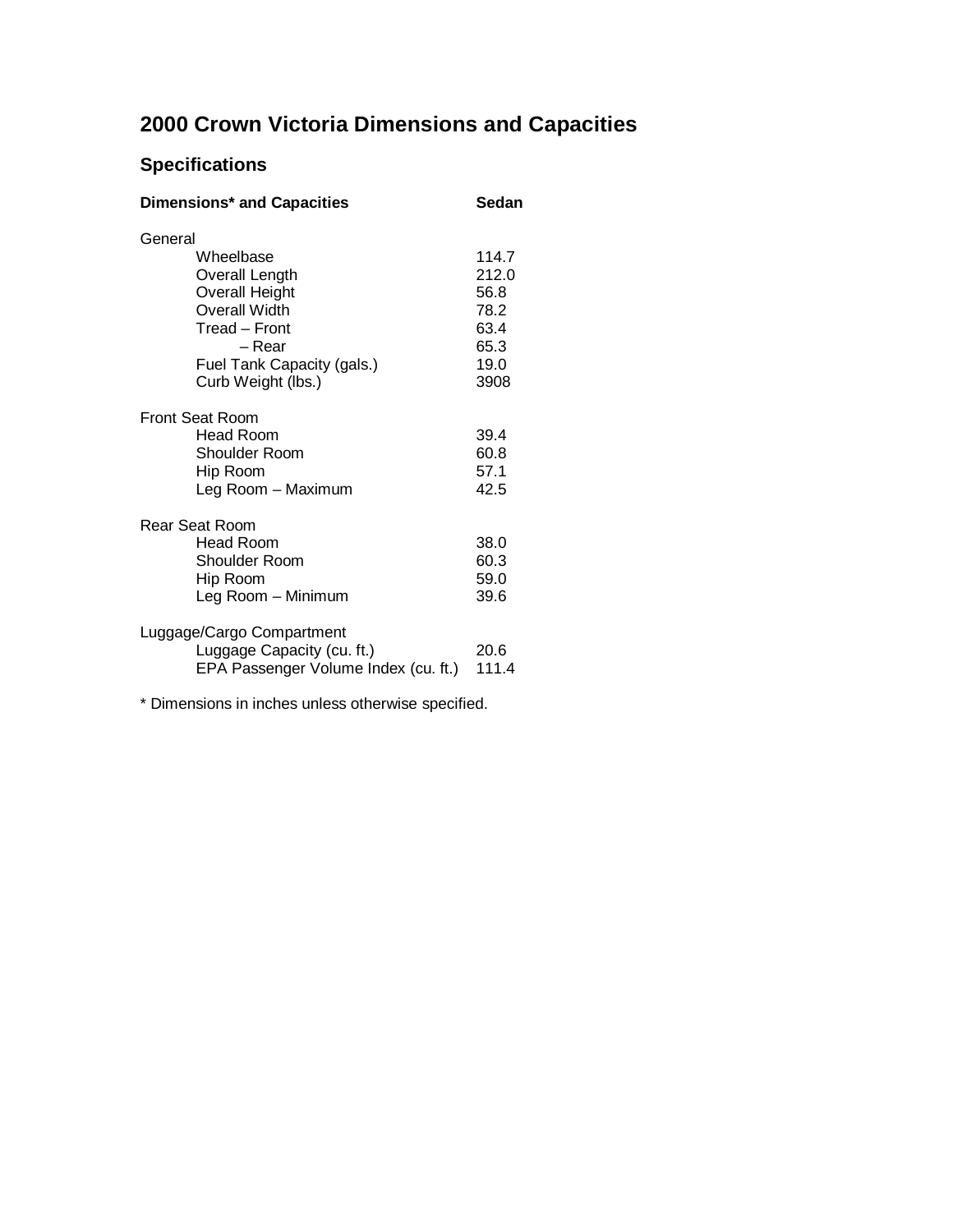# 2000 Crown Victoria Dimensions and Capacities

## Specifications

| Dimensions* and Capacities | Sedan |
|---|---|
| General | |
| Wheelbase | 114.7 |
| Overall Length | 212.0 |
| Overall Height | 56.8 |
| Overall Width | 78.2 |
| Tread – Front | 63.4 |
| – Rear | 65.3 |
| Fuel Tank Capacity (gals.) | 19.0 |
| Curb Weight (lbs.) | 3908 |
| Front Seat Room | |
| Head Room | 39.4 |
| Shoulder Room | 60.8 |
| Hip Room | 57.1 |
| Leg Room – Maximum | 42.5 |
| Rear Seat Room | |
| Head Room | 38.0 |
| Shoulder Room | 60.3 |
| Hip Room | 59.0 |
| Leg Room – Minimum | 39.6 |
| Luggage/Cargo Compartment | |
| Luggage Capacity (cu. ft.) | 20.6 |
| EPA Passenger Volume Index (cu. ft.) | 111.4 |

* Dimensions in inches unless otherwise specified.